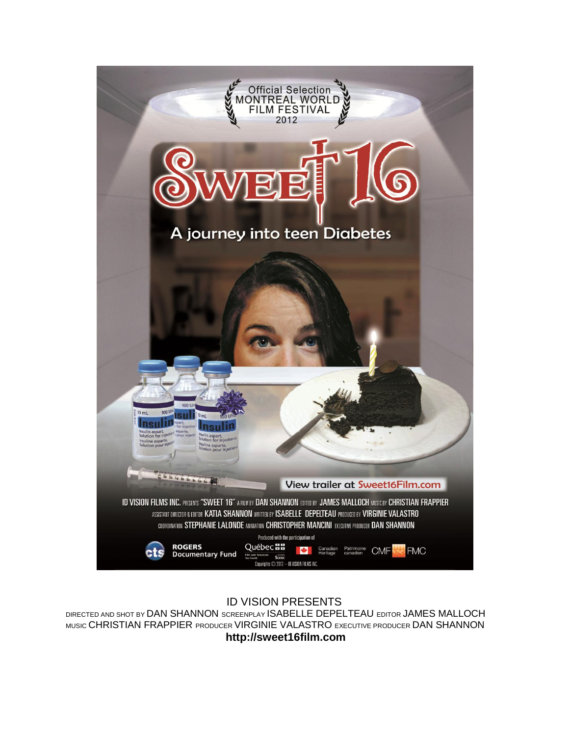Official Selection
MONTREAL WORLD FILM FESTIVAL
2012

# SWEET 16

## A journey into teen Diabetes

View trailer at Sweet16Film.com

ID VISION FILMS INC. PRESENTS "SWEET 16" A FILM BY DAN SHANNON EDITED BY JAMES MALLOCH MUSIC BY CHRISTIAN FRAPPIER
ASSISTANT DIRECTOR & EDITOR KATIA SHANNON WRITTEN BY ISABELLE DEPELTEAU PRODUCED BY VIRGINIE VALASTRO
COORDINATION STEPHANIE LALONDE ANIMATION CHRISTOPHER MANCINI EXECUTIVE PRODUCER DAN SHANNON

Produced with the participation of

cts ROGERS Documentary Fund Québec Film and Television Tax Credit SODEC Canadian Heritage Patrimoine canadien CMF FMC

Copyrights © 2012 — ID VISION FILMS INC.

ID VISION PRESENTS

DIRECTED AND SHOT BY DAN SHANNON SCREENPLAY ISABELLE DEPELTEAU EDITOR JAMES MALLOCH
MUSIC CHRISTIAN FRAPPIER PRODUCER VIRGINIE VALASTRO EXECUTIVE PRODUCER DAN SHANNON

**http://sweet16film.com**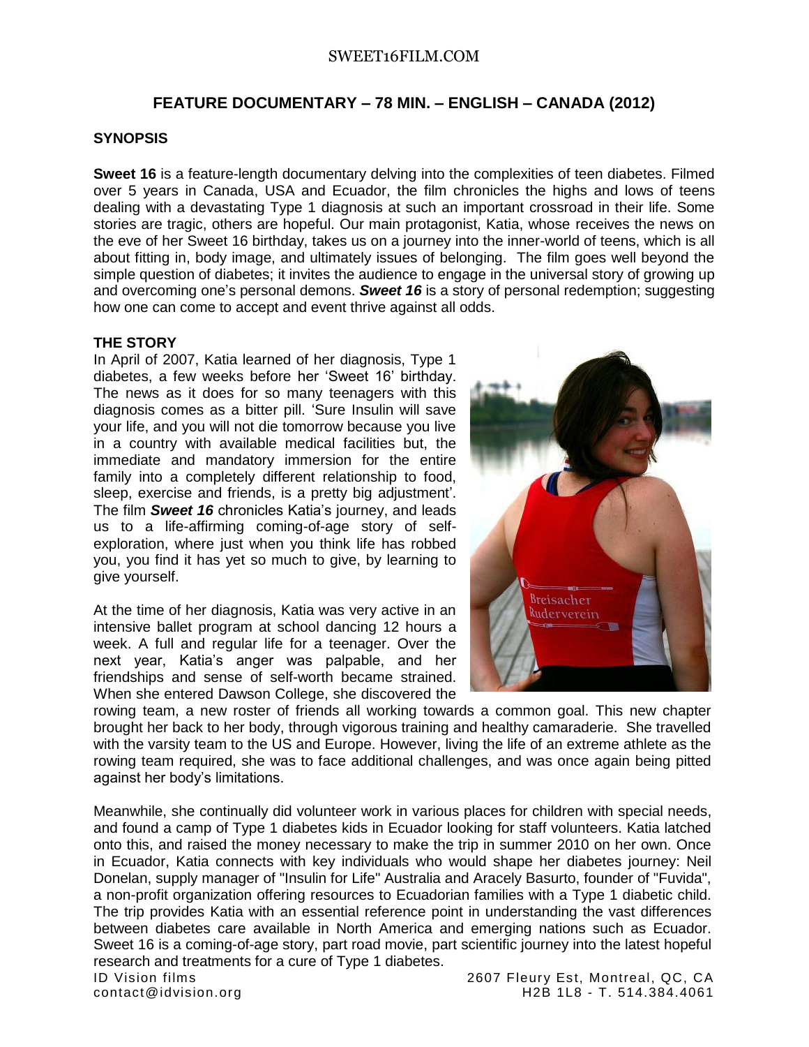SWEET16FILM.COM

## FEATURE DOCUMENTARY – 78 MIN. – ENGLISH – CANADA (2012)

### SYNOPSIS

**Sweet 16** is a feature-length documentary delving into the complexities of teen diabetes. Filmed over 5 years in Canada, USA and Ecuador, the film chronicles the highs and lows of teens dealing with a devastating Type 1 diagnosis at such an important crossroad in their life. Some stories are tragic, others are hopeful. Our main protagonist, Katia, whose receives the news on the eve of her Sweet 16 birthday, takes us on a journey into the inner-world of teens, which is all about fitting in, body image, and ultimately issues of belonging. The film goes well beyond the simple question of diabetes; it invites the audience to engage in the universal story of growing up and overcoming one's personal demons. ***Sweet 16*** is a story of personal redemption; suggesting how one can come to accept and event thrive against all odds.

### THE STORY

In April of 2007, Katia learned of her diagnosis, Type 1 diabetes, a few weeks before her 'Sweet 16' birthday. The news as it does for so many teenagers with this diagnosis comes as a bitter pill. 'Sure Insulin will save your life, and you will not die tomorrow because you live in a country with available medical facilities but, the immediate and mandatory immersion for the entire family into a completely different relationship to food, sleep, exercise and friends, is a pretty big adjustment'. The film ***Sweet 16*** chronicles Katia's journey, and leads us to a life-affirming coming-of-age story of self-exploration, where just when you think life has robbed you, you find it has yet so much to give, by learning to give yourself.

At the time of her diagnosis, Katia was very active in an intensive ballet program at school dancing 12 hours a week. A full and regular life for a teenager. Over the next year, Katia's anger was palpable, and her friendships and sense of self-worth became strained. When she entered Dawson College, she discovered the rowing team, a new roster of friends all working towards a common goal. This new chapter brought her back to her body, through vigorous training and healthy camaraderie. She travelled with the varsity team to the US and Europe. However, living the life of an extreme athlete as the rowing team required, she was to face additional challenges, and was once again being pitted against her body's limitations.

Meanwhile, she continually did volunteer work in various places for children with special needs, and found a camp of Type 1 diabetes kids in Ecuador looking for staff volunteers. Katia latched onto this, and raised the money necessary to make the trip in summer 2010 on her own. Once in Ecuador, Katia connects with key individuals who would shape her diabetes journey: Neil Donelan, supply manager of "Insulin for Life" Australia and Aracely Basurto, founder of "Fuvida", a non-profit organization offering resources to Ecuadorian families with a Type 1 diabetic child. The trip provides Katia with an essential reference point in understanding the vast differences between diabetes care available in North America and emerging nations such as Ecuador. Sweet 16 is a coming-of-age story, part road movie, part scientific journey into the latest hopeful research and treatments for a cure of Type 1 diabetes.

ID Vision films
contact@idvision.org

2607 Fleury Est, Montreal, QC, CA
H2B 1L8 - T. 514.384.4061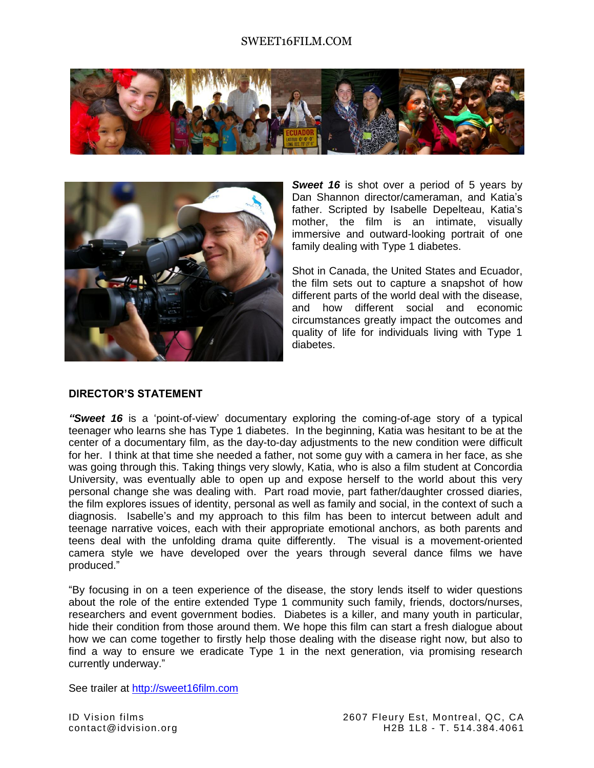SWEET16FILM.COM

***Sweet 16*** is shot over a period of 5 years by Dan Shannon director/cameraman, and Katia's father. Scripted by Isabelle Depelteau, Katia's mother, the film is an intimate, visually immersive and outward-looking portrait of one family dealing with Type 1 diabetes.

Shot in Canada, the United States and Ecuador, the film sets out to capture a snapshot of how different parts of the world deal with the disease, and how different social and economic circumstances greatly impact the outcomes and quality of life for individuals living with Type 1 diabetes.

## DIRECTOR'S STATEMENT

***"Sweet 16*** is a 'point-of-view' documentary exploring the coming-of-age story of a typical teenager who learns she has Type 1 diabetes. In the beginning, Katia was hesitant to be at the center of a documentary film, as the day-to-day adjustments to the new condition were difficult for her. I think at that time she needed a father, not some guy with a camera in her face, as she was going through this. Taking things very slowly, Katia, who is also a film student at Concordia University, was eventually able to open up and expose herself to the world about this very personal change she was dealing with. Part road movie, part father/daughter crossed diaries, the film explores issues of identity, personal as well as family and social, in the context of such a diagnosis. Isabelle's and my approach to this film has been to intercut between adult and teenage narrative voices, each with their appropriate emotional anchors, as both parents and teens deal with the unfolding drama quite differently. The visual is a movement-oriented camera style we have developed over the years through several dance films we have produced."

"By focusing in on a teen experience of the disease, the story lends itself to wider questions about the role of the entire extended Type 1 community such family, friends, doctors/nurses, researchers and event government bodies. Diabetes is a killer, and many youth in particular, hide their condition from those around them. We hope this film can start a fresh dialogue about how we can come together to firstly help those dealing with the disease right now, but also to find a way to ensure we eradicate Type 1 in the next generation, via promising research currently underway."

See trailer at http://sweet16film.com

ID Vision films
contact@idvision.org

2607 Fleury Est, Montreal, QC, CA
H2B 1L8 - T. 514.384.4061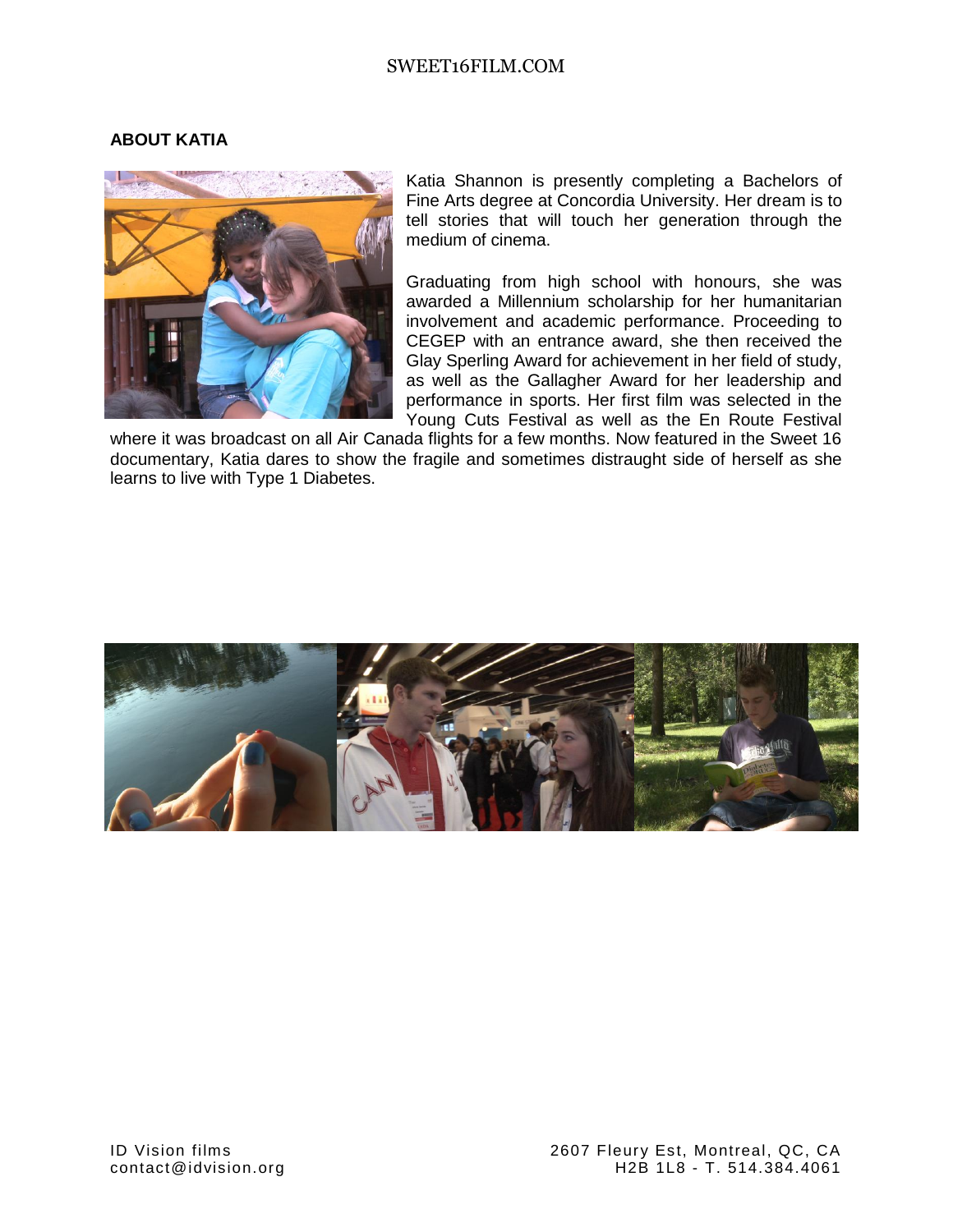## ABOUT KATIA

Katia Shannon is presently completing a Bachelors of Fine Arts degree at Concordia University. Her dream is to tell stories that will touch her generation through the medium of cinema.

Graduating from high school with honours, she was awarded a Millennium scholarship for her humanitarian involvement and academic performance. Proceeding to CEGEP with an entrance award, she then received the Glay Sperling Award for achievement in her field of study, as well as the Gallagher Award for her leadership and performance in sports. Her first film was selected in the Young Cuts Festival as well as the En Route Festival where it was broadcast on all Air Canada flights for a few months. Now featured in the Sweet 16 documentary, Katia dares to show the fragile and sometimes distraught side of herself as she learns to live with Type 1 Diabetes.

ID Vision films
contact@idvision.org

2607 Fleury Est, Montreal, QC, CA
H2B 1L8 - T. 514.384.4061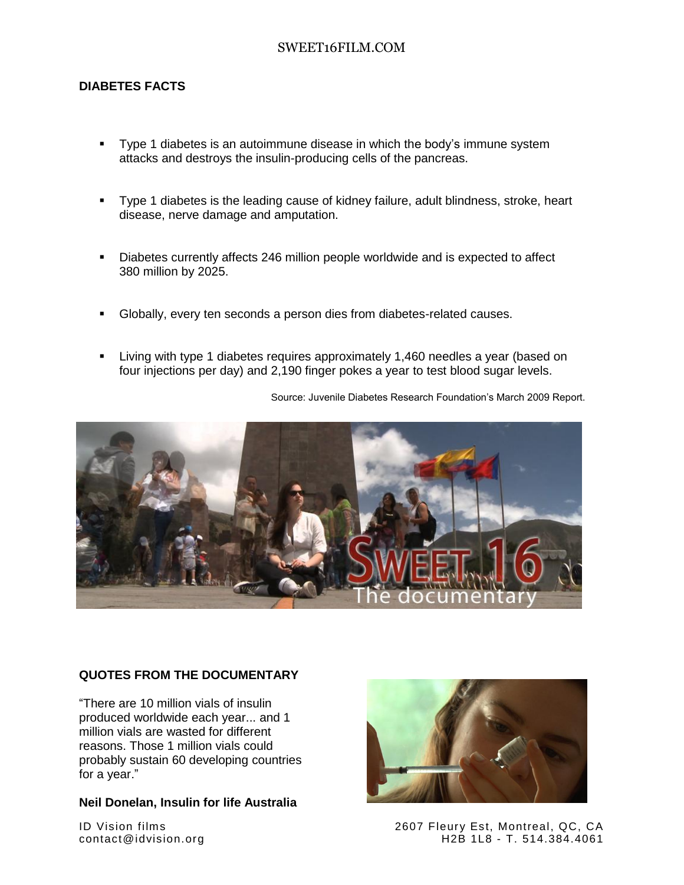## DIABETES FACTS

- Type 1 diabetes is an autoimmune disease in which the body's immune system attacks and destroys the insulin-producing cells of the pancreas.
- Type 1 diabetes is the leading cause of kidney failure, adult blindness, stroke, heart disease, nerve damage and amputation.
- Diabetes currently affects 246 million people worldwide and is expected to affect 380 million by 2025.
- Globally, every ten seconds a person dies from diabetes-related causes.
- Living with type 1 diabetes requires approximately 1,460 needles a year (based on four injections per day) and 2,190 finger pokes a year to test blood sugar levels.

Source: Juvenile Diabetes Research Foundation's March 2009 Report.

## QUOTES FROM THE DOCUMENTARY

"There are 10 million vials of insulin produced worldwide each year... and 1 million vials are wasted for different reasons. Those 1 million vials could probably sustain 60 developing countries for a year."

**Neil Donelan, Insulin for life Australia**

ID Vision films
contact@idvision.org

2607 Fleury Est, Montreal, QC, CA
H2B 1L8 - T. 514.384.4061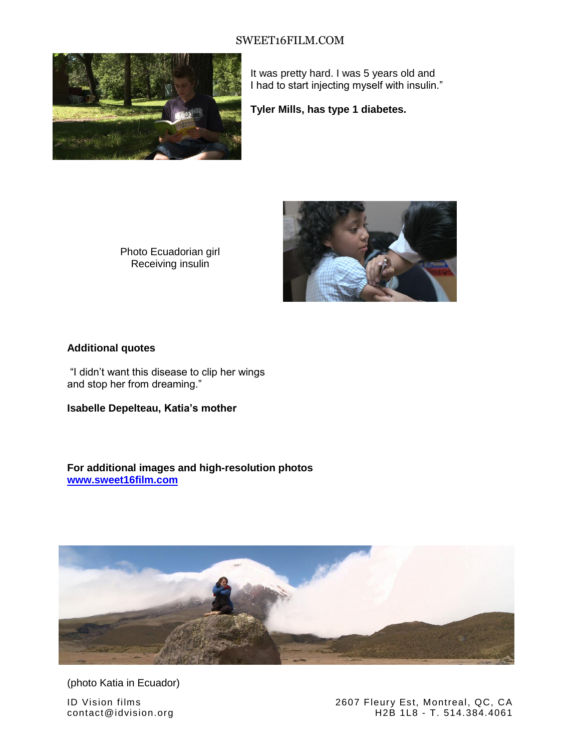It was pretty hard. I was 5 years old and I had to start injecting myself with insulin."

**Tyler Mills, has type 1 diabetes.**

Photo Ecuadorian girl Receiving insulin

**Additional quotes**

"I didn't want this disease to clip her wings and stop her from dreaming."

**Isabelle Depelteau, Katia's mother**

**For additional images and high-resolution photos**
**[www.sweet16film.com](http://www.sweet16film.com)**

(photo Katia in Ecuador)

ID Vision films
contact@idvision.org

2607 Fleury Est, Montreal, QC, CA
H2B 1L8 - T. 514.384.4061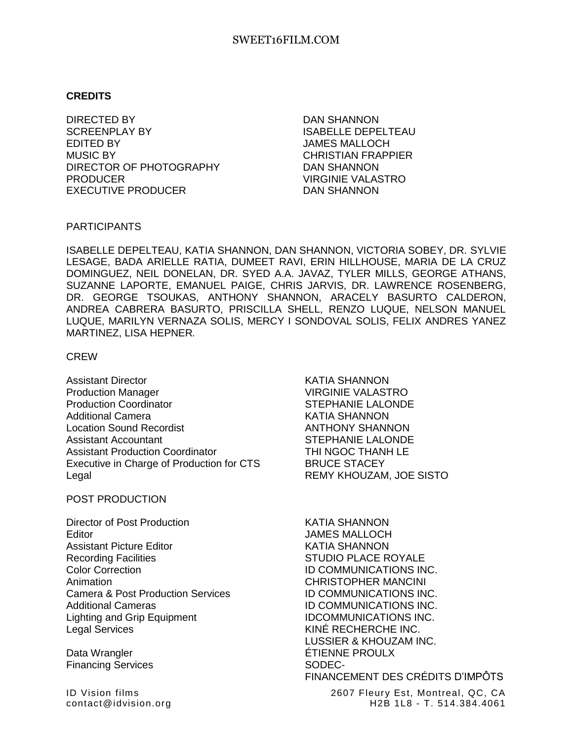SWEET16FILM.COM

**CREDITS**

| | |
|---|---|
| DIRECTED BY | DAN SHANNON |
| SCREENPLAY BY | ISABELLE DEPELTEAU |
| EDITED BY | JAMES MALLOCH |
| MUSIC BY | CHRISTIAN FRAPPIER |
| DIRECTOR OF PHOTOGRAPHY | DAN SHANNON |
| PRODUCER | VIRGINIE VALASTRO |
| EXECUTIVE PRODUCER | DAN SHANNON |

PARTICIPANTS

ISABELLE DEPELTEAU, KATIA SHANNON, DAN SHANNON, VICTORIA SOBEY, DR. SYLVIE LESAGE, BADA ARIELLE RATIA, DUMEET RAVI, ERIN HILLHOUSE, MARIA DE LA CRUZ DOMINGUEZ, NEIL DONELAN, DR. SYED A.A. JAVAZ, TYLER MILLS, GEORGE ATHANS, SUZANNE LAPORTE, EMANUEL PAIGE, CHRIS JARVIS, DR. LAWRENCE ROSENBERG, DR. GEORGE TSOUKAS, ANTHONY SHANNON, ARACELY BASURTO CALDERON, ANDREA CABRERA BASURTO, PRISCILLA SHELL, RENZO LUQUE, NELSON MANUEL LUQUE, MARILYN VERNAZA SOLIS, MERCY I SONDOVAL SOLIS, FELIX ANDRES YANEZ MARTINEZ, LISA HEPNER.

CREW

| | |
|---|---|
| Assistant Director | KATIA SHANNON |
| Production Manager | VIRGINIE VALASTRO |
| Production Coordinator | STEPHANIE LALONDE |
| Additional Camera | KATIA SHANNON |
| Location Sound Recordist | ANTHONY SHANNON |
| Assistant Accountant | STEPHANIE LALONDE |
| Assistant Production Coordinator | THI NGOC THANH LE |
| Executive in Charge of Production for CTS | BRUCE STACEY |
| Legal | REMY KHOUZAM, JOE SISTO |

POST PRODUCTION

| | |
|---|---|
| Director of Post Production | KATIA SHANNON |
| Editor | JAMES MALLOCH |
| Assistant Picture Editor | KATIA SHANNON |
| Recording Facilities | STUDIO PLACE ROYALE |
| Color Correction | ID COMMUNICATIONS INC. |
| Animation | CHRISTOPHER MANCINI |
| Camera & Post Production Services | ID COMMUNICATIONS INC. |
| Additional Cameras | ID COMMUNICATIONS INC. |
| Lighting and Grip Equipment | IDCOMMUNICATIONS INC. |
| Legal Services | KINÉ RECHERCHE INC. LUSSIER & KHOUZAM INC. |
| Data Wrangler | ÉTIENNE PROULX |
| Financing Services | SODEC- FINANCEMENT DES CRÉDITS D'IMPÔTS |

ID Vision films
contact@idvision.org

2607 Fleury Est, Montreal, QC, CA
H2B 1L8 - T. 514.384.4061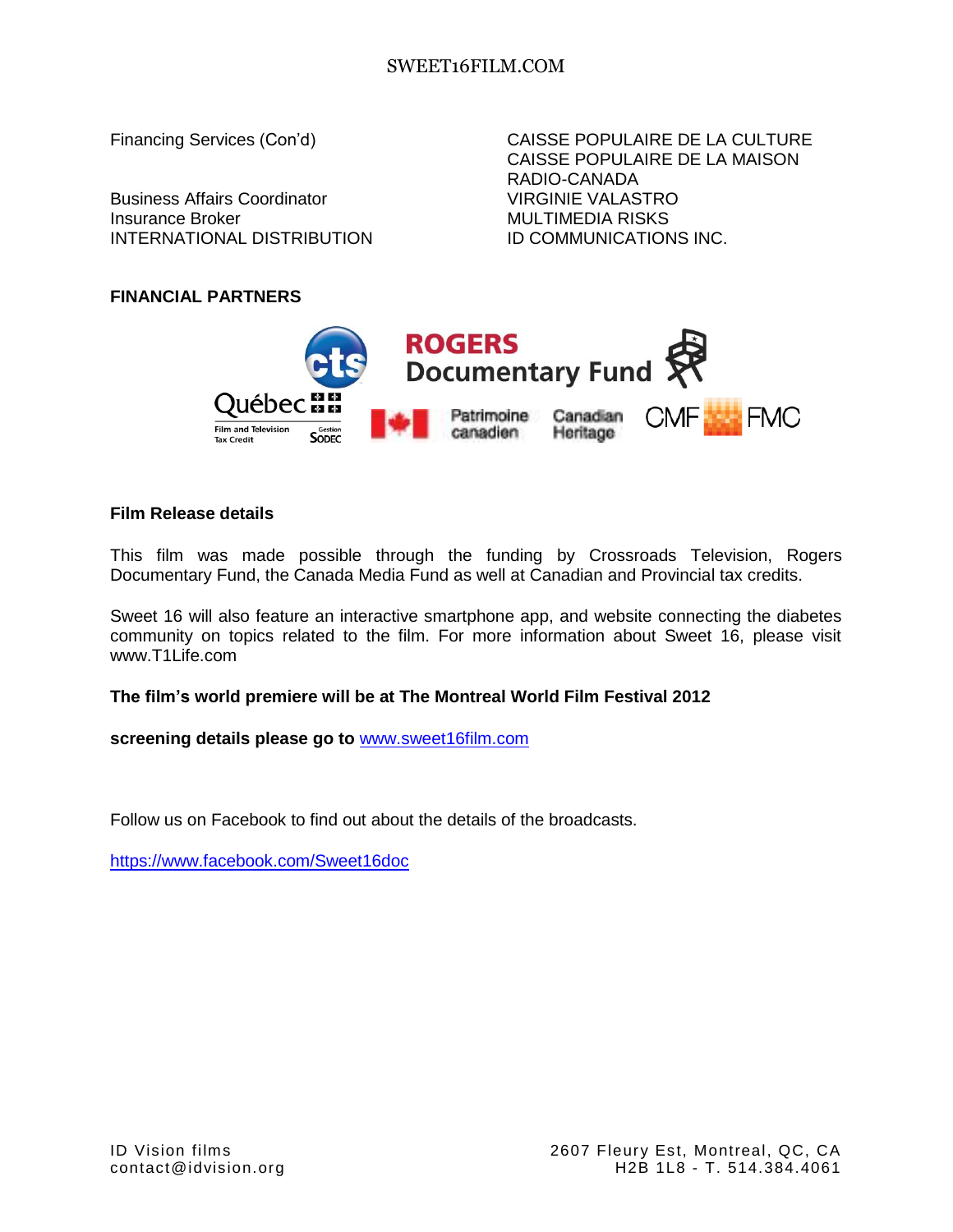Financing Services (Con'd) — CAISSE POPULAIRE DE LA CULTURE
CAISSE POPULAIRE DE LA MAISON
RADIO-CANADA

Business Affairs Coordinator — VIRGINIE VALASTRO
Insurance Broker — MULTIMEDIA RISKS
INTERNATIONAL DISTRIBUTION — ID COMMUNICATIONS INC.

**FINANCIAL PARTNERS**

cts
ROGERS Documentary Fund
Québec Film and Television Tax Credit Gestion SODEC
Patrimoine canadien Canadian Heritage
CMF FMC

**Film Release details**

This film was made possible through the funding by Crossroads Television, Rogers Documentary Fund, the Canada Media Fund as well at Canadian and Provincial tax credits.

Sweet 16 will also feature an interactive smartphone app, and website connecting the diabetes community on topics related to the film. For more information about Sweet 16, please visit www.T1Life.com

**The film's world premiere will be at The Montreal World Film Festival 2012**

**screening details please go to** www.sweet16film.com

Follow us on Facebook to find out about the details of the broadcasts.

https://www.facebook.com/Sweet16doc

ID Vision films
contact@idvision.org

2607 Fleury Est, Montreal, QC, CA
H2B 1L8 - T. 514.384.4061